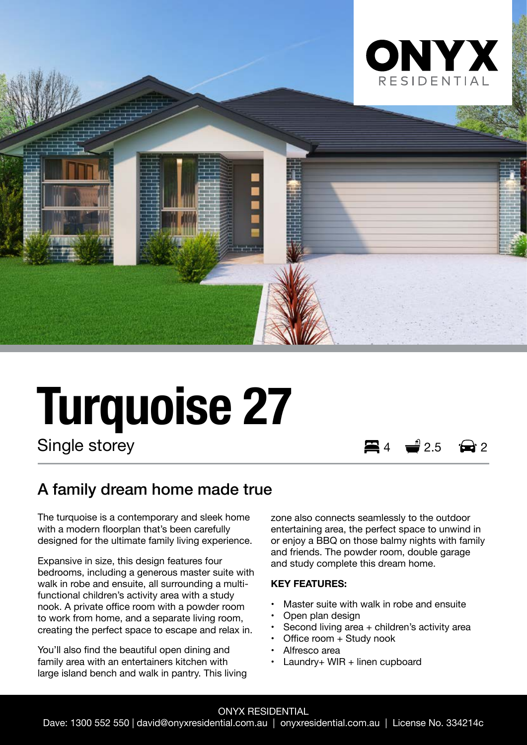ONYX
RESIDENTIAL

# Turquoise 27

Single storey

4 | 2.5 | 2

## A family dream home made true

The turquoise is a contemporary and sleek home with a modern floorplan that's been carefully designed for the ultimate family living experience.

Expansive in size, this design features four bedrooms, including a generous master suite with walk in robe and ensuite, all surrounding a multi-functional children's activity area with a study nook. A private office room with a powder room to work from home, and a separate living room, creating the perfect space to escape and relax in.

You'll also find the beautiful open dining and family area with an entertainers kitchen with large island bench and walk in pantry. This living zone also connects seamlessly to the outdoor entertaining area, the perfect space to unwind in or enjoy a BBQ on those balmy nights with family and friends. The powder room, double garage and study complete this dream home.

**KEY FEATURES:**

- Master suite with walk in robe and ensuite
- Open plan design
- Second living area + children's activity area
- Office room + Study nook
- Alfresco area
- Laundry+ WIR + linen cupboard

ONYX RESIDENTIAL

Dave: 1300 552 550 | david@onyxresidential.com.au | onyxresidential.com.au | License No. 334214c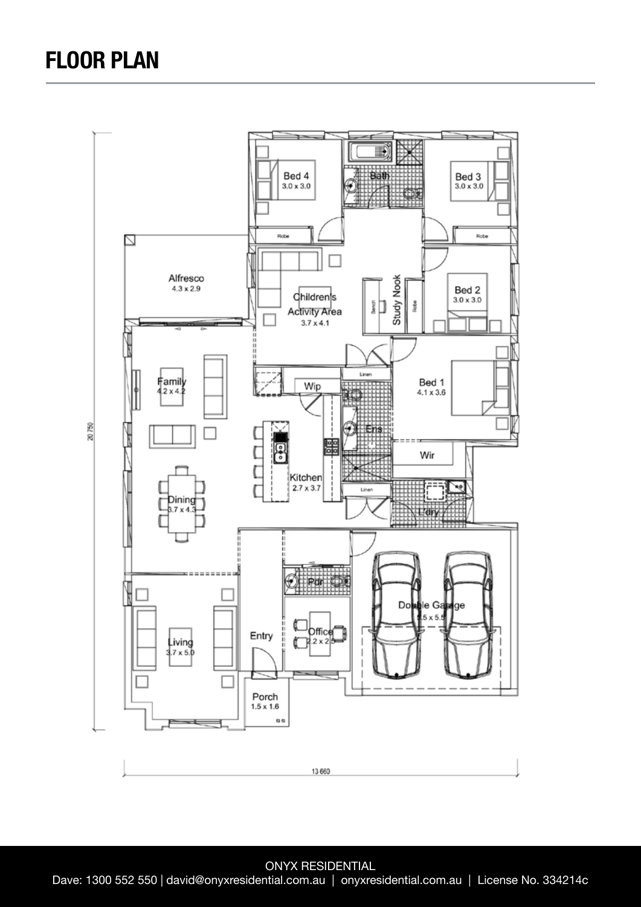# FLOOR PLAN

Bed 4
3.0 x 3.0

Bath

Bed 3
3.0 x 3.0

Robe

Robe

Alfresco
4.3 x 2.9

Children's Activity Area
3.7 x 4.1

Study Nook

Bench

Robe

Bed 2
3.0 x 3.0

Family
4.2 x 4.2

Wip

Linen

Bed 1
4.1 x 3.6

Ens

Wir

Kitchen
2.7 x 3.7

Dining
3.7 x 4.3

Linen

L'dry

Pdr

Double Garage
5.5 x 5.5

Living
3.7 x 5.0

Entry

Office
2.2 x 2.5

Porch
1.5 x 1.6

20 750

13 660

ONYX RESIDENTIAL

Dave: 1300 552 550 | david@onyxresidential.com.au | onyxresidential.com.au | License No. 334214c